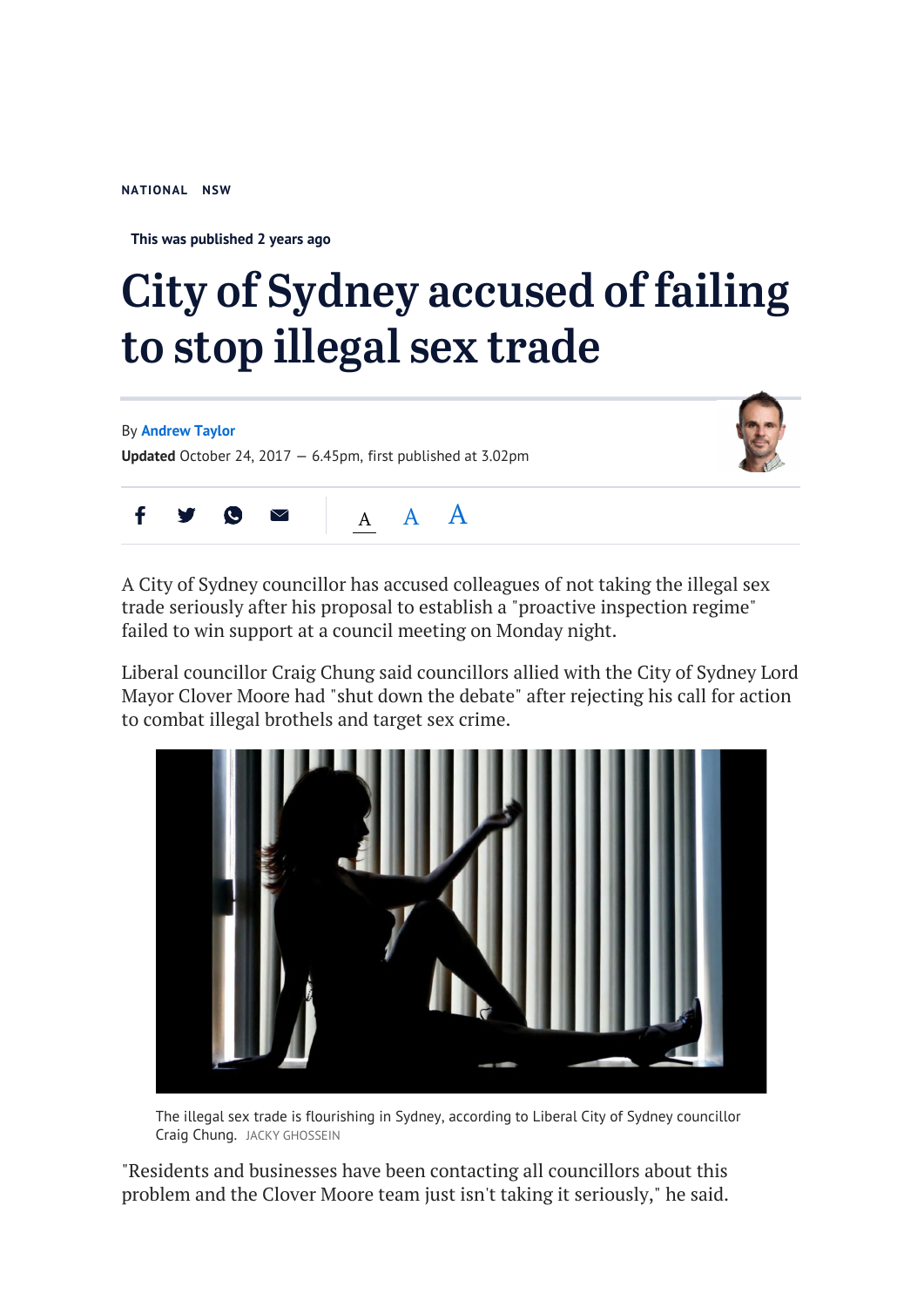NATIONAL NSW

This was published 2 years ago

# City of Sydney accused of failing to stop illegal sex trade

By **Andrew Taylor**

**Updated** October 24, 2017 — 6.45pm, first published at 3.02pm

A City of Sydney councillor has accused colleagues of not taking the illegal sex trade seriously after his proposal to establish a "proactive inspection regime" failed to win support at a council meeting on Monday night.

Liberal councillor Craig Chung said councillors allied with the City of Sydney Lord Mayor Clover Moore had "shut down the debate" after rejecting his call for action to combat illegal brothels and target sex crime.

The illegal sex trade is flourishing in Sydney, according to Liberal City of Sydney councillor Craig Chung. JACKY GHOSSEIN

"Residents and businesses have been contacting all councillors about this problem and the Clover Moore team just isn't taking it seriously," he said.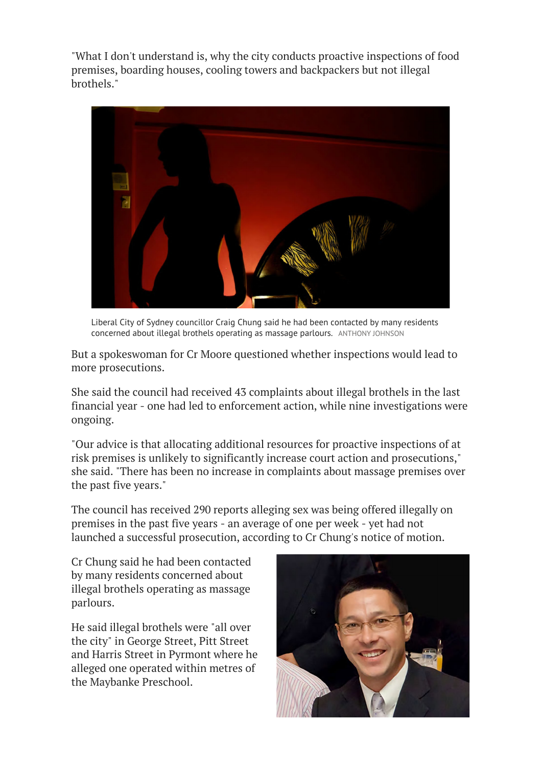"What I don't understand is, why the city conducts proactive inspections of food premises, boarding houses, cooling towers and backpackers but not illegal brothels."

Liberal City of Sydney councillor Craig Chung said he had been contacted by many residents concerned about illegal brothels operating as massage parlours. ANTHONY JOHNSON

But a spokeswoman for Cr Moore questioned whether inspections would lead to more prosecutions.

She said the council had received 43 complaints about illegal brothels in the last financial year - one had led to enforcement action, while nine investigations were ongoing.

"Our advice is that allocating additional resources for proactive inspections of at risk premises is unlikely to significantly increase court action and prosecutions," she said. "There has been no increase in complaints about massage premises over the past five years."

The council has received 290 reports alleging sex was being offered illegally on premises in the past five years - an average of one per week - yet had not launched a successful prosecution, according to Cr Chung's notice of motion.

Cr Chung said he had been contacted by many residents concerned about illegal brothels operating as massage parlours.

He said illegal brothels were "all over the city" in George Street, Pitt Street and Harris Street in Pyrmont where he alleged one operated within metres of the Maybanke Preschool.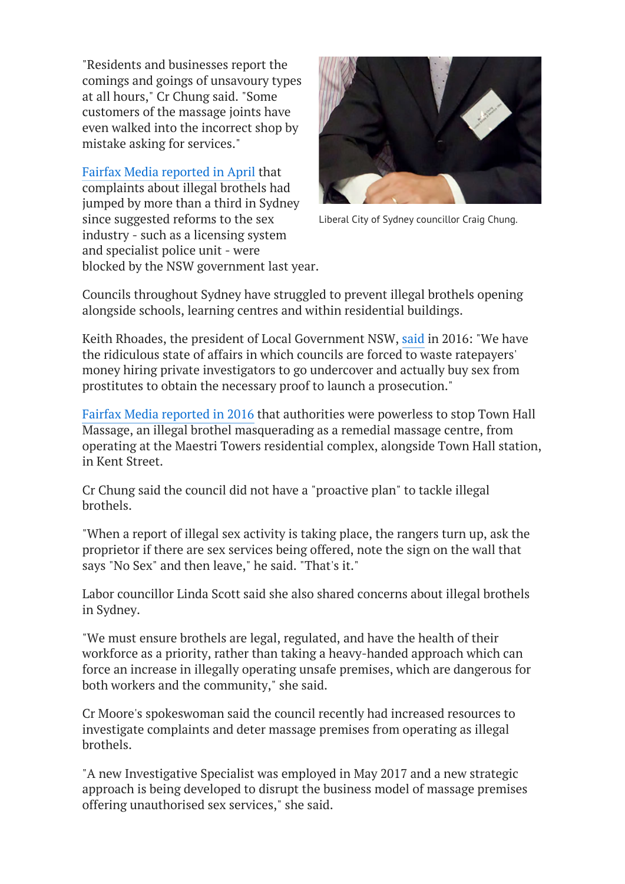"Residents and businesses report the comings and goings of unsavoury types at all hours," Cr Chung said. "Some customers of the massage joints have even walked into the incorrect shop by mistake asking for services."

Liberal City of Sydney councillor Craig Chung.

Fairfax Media reported in April that complaints about illegal brothels had jumped by more than a third in Sydney since suggested reforms to the sex industry - such as a licensing system and specialist police unit - were blocked by the NSW government last year.

Councils throughout Sydney have struggled to prevent illegal brothels opening alongside schools, learning centres and within residential buildings.

Keith Rhoades, the president of Local Government NSW, said in 2016: "We have the ridiculous state of affairs in which councils are forced to waste ratepayers' money hiring private investigators to go undercover and actually buy sex from prostitutes to obtain the necessary proof to launch a prosecution."

Fairfax Media reported in 2016 that authorities were powerless to stop Town Hall Massage, an illegal brothel masquerading as a remedial massage centre, from operating at the Maestri Towers residential complex, alongside Town Hall station, in Kent Street.

Cr Chung said the council did not have a "proactive plan" to tackle illegal brothels.

"When a report of illegal sex activity is taking place, the rangers turn up, ask the proprietor if there are sex services being offered, note the sign on the wall that says "No Sex" and then leave," he said. "That's it."

Labor councillor Linda Scott said she also shared concerns about illegal brothels in Sydney.

"We must ensure brothels are legal, regulated, and have the health of their workforce as a priority, rather than taking a heavy-handed approach which can force an increase in illegally operating unsafe premises, which are dangerous for both workers and the community," she said.

Cr Moore's spokeswoman said the council recently had increased resources to investigate complaints and deter massage premises from operating as illegal brothels.

"A new Investigative Specialist was employed in May 2017 and a new strategic approach is being developed to disrupt the business model of massage premises offering unauthorised sex services," she said.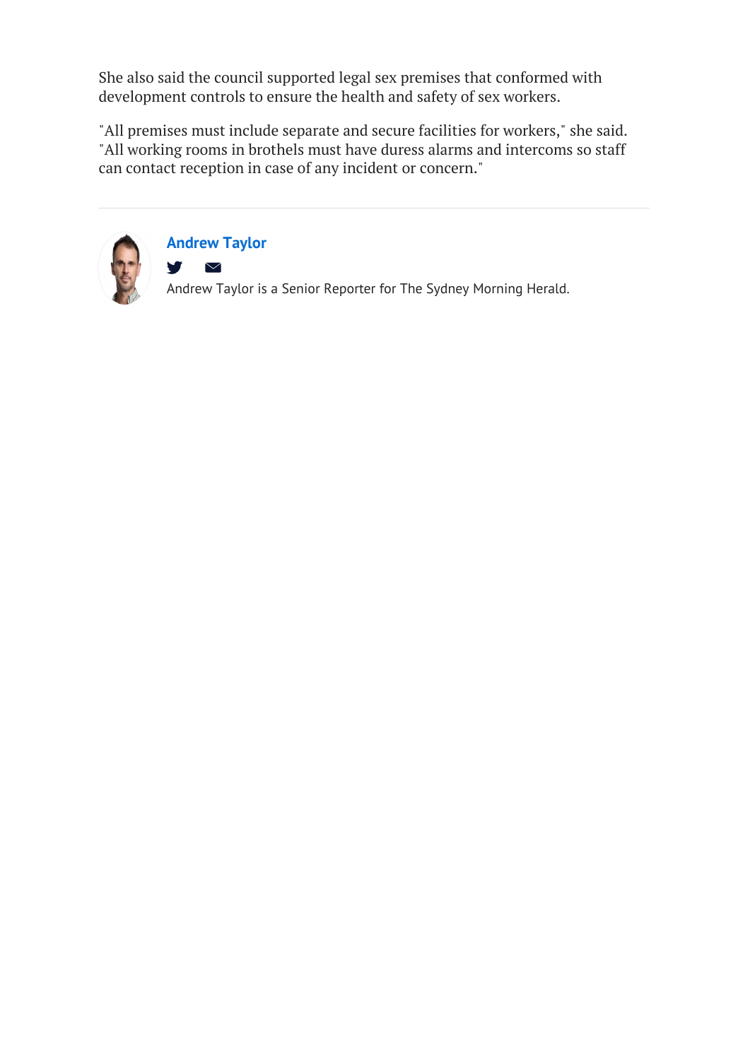She also said the council supported legal sex premises that conformed with development controls to ensure the health and safety of sex workers.

"All premises must include separate and secure facilities for workers," she said. "All working rooms in brothels must have duress alarms and intercoms so staff can contact reception in case of any incident or concern."

---

**Andrew Taylor**

Andrew Taylor is a Senior Reporter for The Sydney Morning Herald.